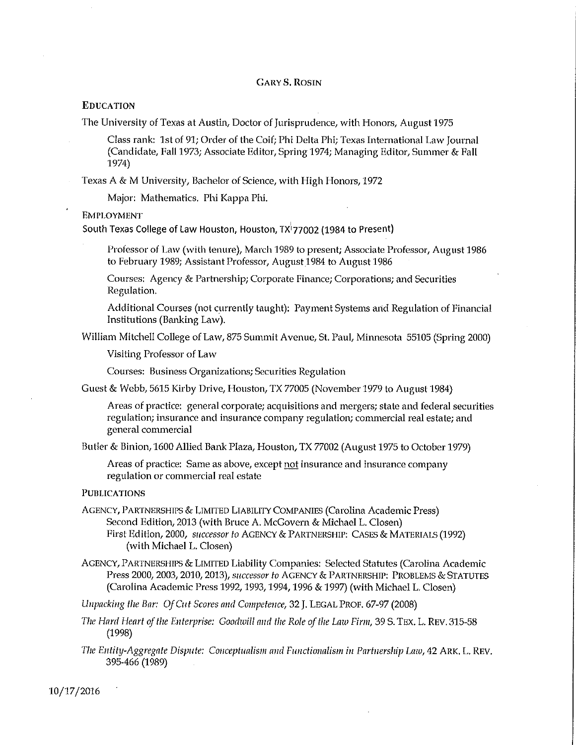# GARY S. ROSIN

## EDUCATION

The University of Texas at Austin, Doctor of Jurisprudence, with Honors, August 1975

> Class rank: 1st of 91; Order of the Coif; Phi Delta Phi; Texas International Law Journal (Candidate, Fall 1973; Associate Editor, Spring 1974; Managing Editor, Summer & Fall 1974)

Texas A & M University, Bachelor of Science, with High Honors, 1972

> Major: Mathematics. Phi Kappa Phi.

## EMPLOYMENT

South Texas College of Law Houston, Houston, TX 77002 (1984 to Present)

> Professor of Law (with tenure), March 1989 to present; Associate Professor, August 1986 to February 1989; Assistant Professor, August 1984 to August 1986
>
> Courses: Agency & Partnership; Corporate Finance; Corporations; and Securities Regulation.
>
> Additional Courses (not currently taught): Payment Systems and Regulation of Financial Institutions (Banking Law).

William Mitchell College of Law, 875 Summit Avenue, St. Paul, Minnesota 55105 (Spring 2000)

> Visiting Professor of Law
>
> Courses: Business Organizations; Securities Regulation

Guest & Webb, 5615 Kirby Drive, Houston, TX 77005 (November 1979 to August 1984)

> Areas of practice: general corporate; acquisitions and mergers; state and federal securities regulation; insurance and insurance company regulation; commercial real estate; and general commercial

Butler & Binion, 1600 Allied Bank Plaza, Houston, TX 77002 (August 1975 to October 1979)

> Areas of practice: Same as above, except not insurance and insurance company regulation or commercial real estate

## PUBLICATIONS

AGENCY, PARTNERSHIPS & LIMITED LIABILITY COMPANIES (Carolina Academic Press)
 Second Edition, 2013 (with Bruce A. McGovern & Michael L. Closen)
 First Edition, 2000, *successor to* AGENCY & PARTNERSHIP: CASES & MATERIALS (1992) (with Michael L. Closen)

AGENCY, PARTNERSHIPS & LIMITED Liability Companies: Selected Statutes (Carolina Academic Press 2000, 2003, 2010, 2013), *successor to* AGENCY & PARTNERSHIP: PROBLEMS & STATUTES (Carolina Academic Press 1992, 1993, 1994, 1996 & 1997) (with Michael L. Closen)

*Unpacking the Bar: Of Cut Scores and Competence*, 32 J. LEGAL PROF. 67-97 (2008)

*The Hard Heart of the Enterprise: Goodwill and the Role of the Law Firm*, 39 S. TEX. L. REV. 315-58 (1998)

*The Entity-Aggregate Dispute: Conceptualism and Functionalism in Partnership Law*, 42 ARK. L. REV. 395-466 (1989)

10/17/2016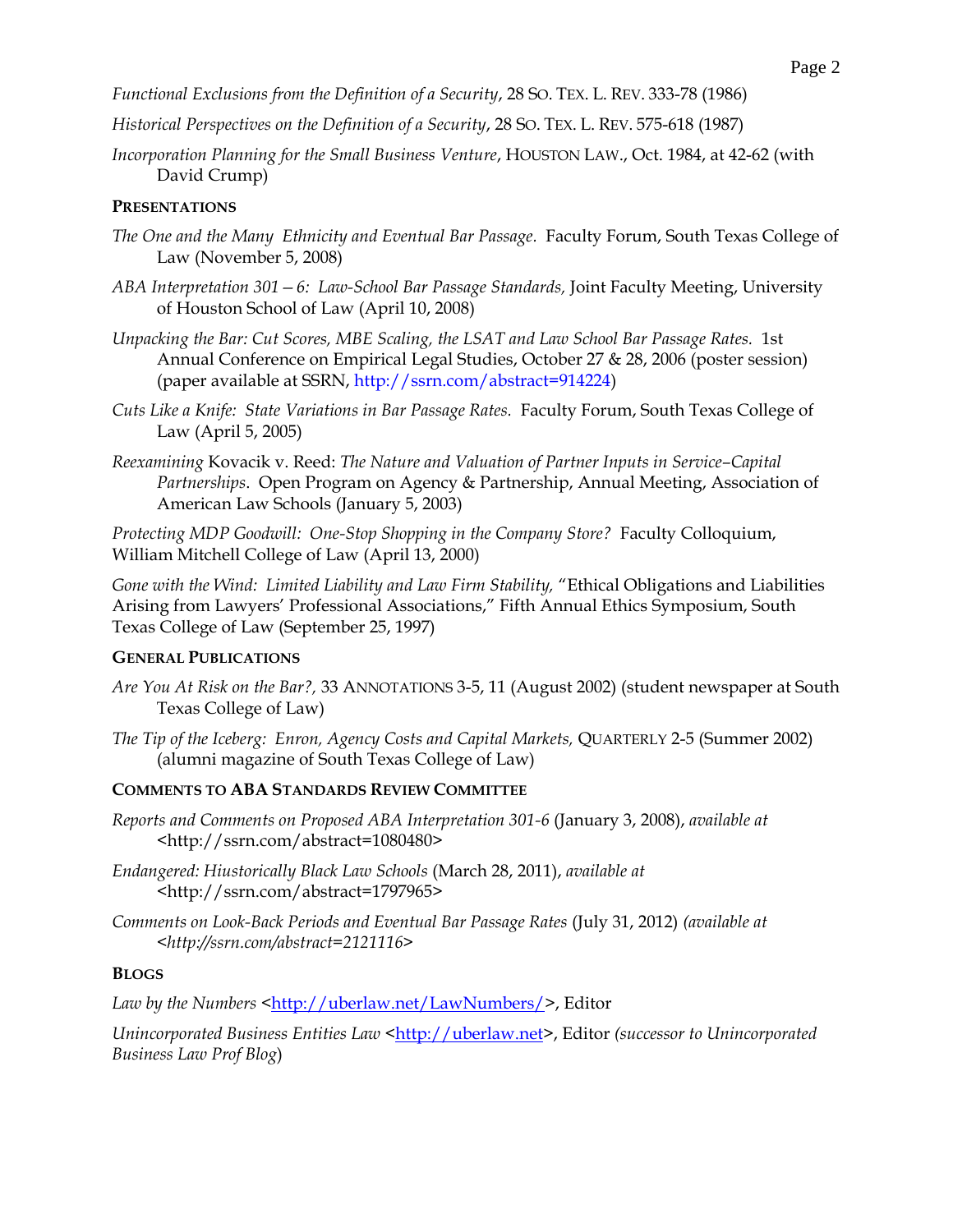*Functional Exclusions from the Definition of a Security*, 28 SO. TEX. L. REV. 333-78 (1986)

*Historical Perspectives on the Definition of a Security*, 28 SO. TEX. L. REV. 575-618 (1987)

*Incorporation Planning for the Small Business Venture*, HOUSTON LAW., Oct. 1984, at 42-62 (with David Crump)

**PRESENTATIONS**

*The One and the Many Ethnicity and Eventual Bar Passage.* Faculty Forum, South Texas College of Law (November 5, 2008)

*ABA Interpretation 301 – 6: Law-School Bar Passage Standards,* Joint Faculty Meeting, University of Houston School of Law (April 10, 2008)

*Unpacking the Bar: Cut Scores, MBE Scaling, the LSAT and Law School Bar Passage Rates.* 1st Annual Conference on Empirical Legal Studies, October 27 & 28, 2006 (poster session) (paper available at SSRN, http://ssrn.com/abstract=914224)

*Cuts Like a Knife: State Variations in Bar Passage Rates.* Faculty Forum, South Texas College of Law (April 5, 2005)

*Reexamining* Kovacik v. Reed: *The Nature and Valuation of Partner Inputs in Service–Capital Partnerships*. Open Program on Agency & Partnership, Annual Meeting, Association of American Law Schools (January 5, 2003)

*Protecting MDP Goodwill: One-Stop Shopping in the Company Store?* Faculty Colloquium, William Mitchell College of Law (April 13, 2000)

*Gone with the Wind: Limited Liability and Law Firm Stability,* "Ethical Obligations and Liabilities Arising from Lawyers' Professional Associations," Fifth Annual Ethics Symposium, South Texas College of Law (September 25, 1997)

**GENERAL PUBLICATIONS**

*Are You At Risk on the Bar?,* 33 ANNOTATIONS 3-5, 11 (August 2002) (student newspaper at South Texas College of Law)

*The Tip of the Iceberg: Enron, Agency Costs and Capital Markets,* QUARTERLY 2-5 (Summer 2002) (alumni magazine of South Texas College of Law)

**COMMENTS TO ABA STANDARDS REVIEW COMMITTEE**

*Reports and Comments on Proposed ABA Interpretation 301-6* (January 3, 2008), *available at* <http://ssrn.com/abstract=1080480>

*Endangered: Hiustorically Black Law Schools* (March 28, 2011), *available at* <http://ssrn.com/abstract=1797965>

*Comments on Look-Back Periods and Eventual Bar Passage Rates* (July 31, 2012) *(available at <http://ssrn.com/abstract=2121116>*

**BLOGS**

*Law by the Numbers* <http://uberlaw.net/LawNumbers/>, Editor

*Unincorporated Business Entities Law* <http://uberlaw.net>, Editor *(successor to Unincorporated Business Law Prof Blog*)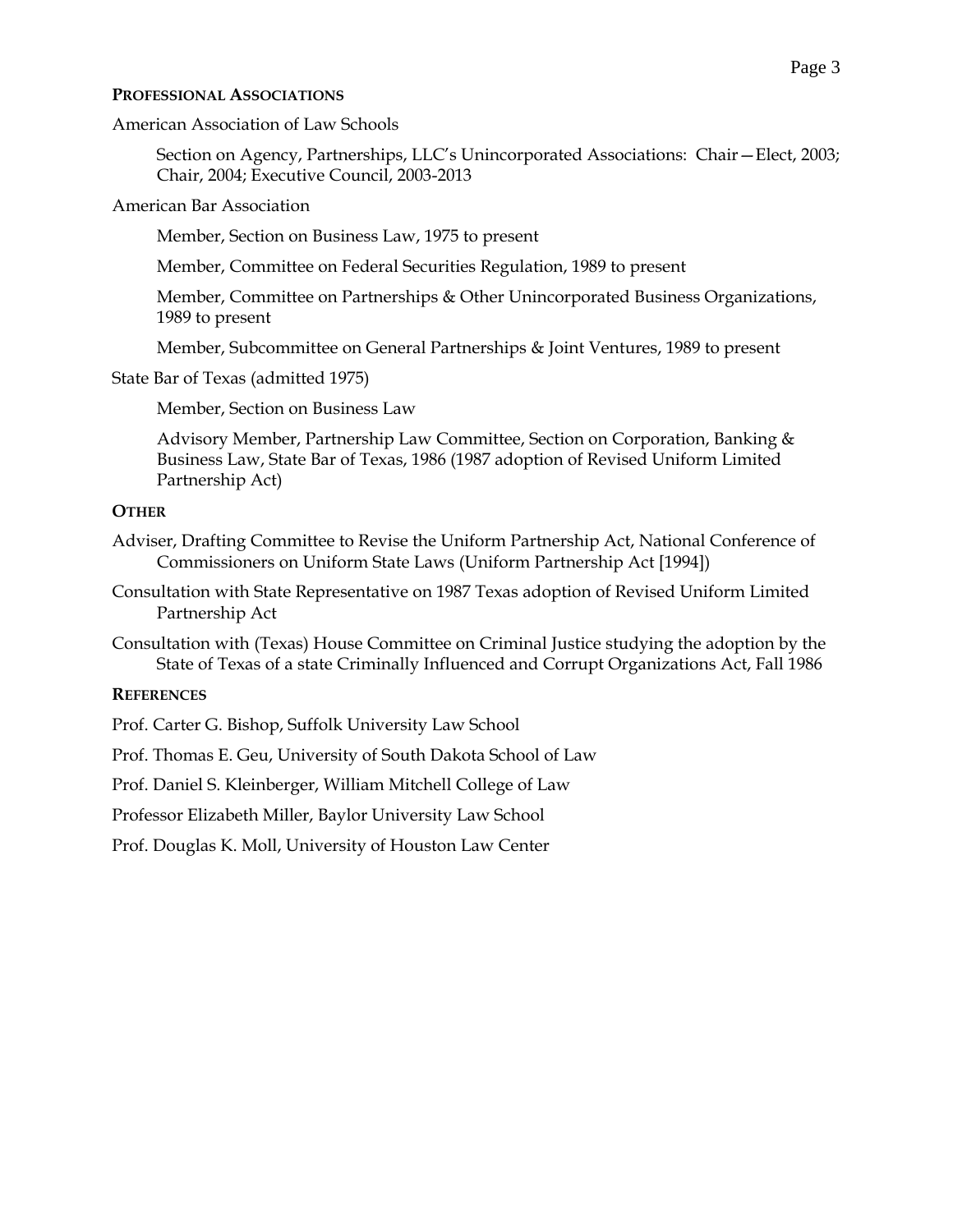## Professional Associations

American Association of Law Schools

> Section on Agency, Partnerships, LLC's Unincorporated Associations: Chair—Elect, 2003; Chair, 2004; Executive Council, 2003-2013

American Bar Association

> Member, Section on Business Law, 1975 to present
>
> Member, Committee on Federal Securities Regulation, 1989 to present
>
> Member, Committee on Partnerships & Other Unincorporated Business Organizations, 1989 to present
>
> Member, Subcommittee on General Partnerships & Joint Ventures, 1989 to present

State Bar of Texas (admitted 1975)

> Member, Section on Business Law
>
> Advisory Member, Partnership Law Committee, Section on Corporation, Banking & Business Law, State Bar of Texas, 1986 (1987 adoption of Revised Uniform Limited Partnership Act)

## Other

Adviser, Drafting Committee to Revise the Uniform Partnership Act, National Conference of Commissioners on Uniform State Laws (Uniform Partnership Act [1994])

Consultation with State Representative on 1987 Texas adoption of Revised Uniform Limited Partnership Act

Consultation with (Texas) House Committee on Criminal Justice studying the adoption by the State of Texas of a state Criminally Influenced and Corrupt Organizations Act, Fall 1986

## References

Prof. Carter G. Bishop, Suffolk University Law School

Prof. Thomas E. Geu, University of South Dakota School of Law

Prof. Daniel S. Kleinberger, William Mitchell College of Law

Professor Elizabeth Miller, Baylor University Law School

Prof. Douglas K. Moll, University of Houston Law Center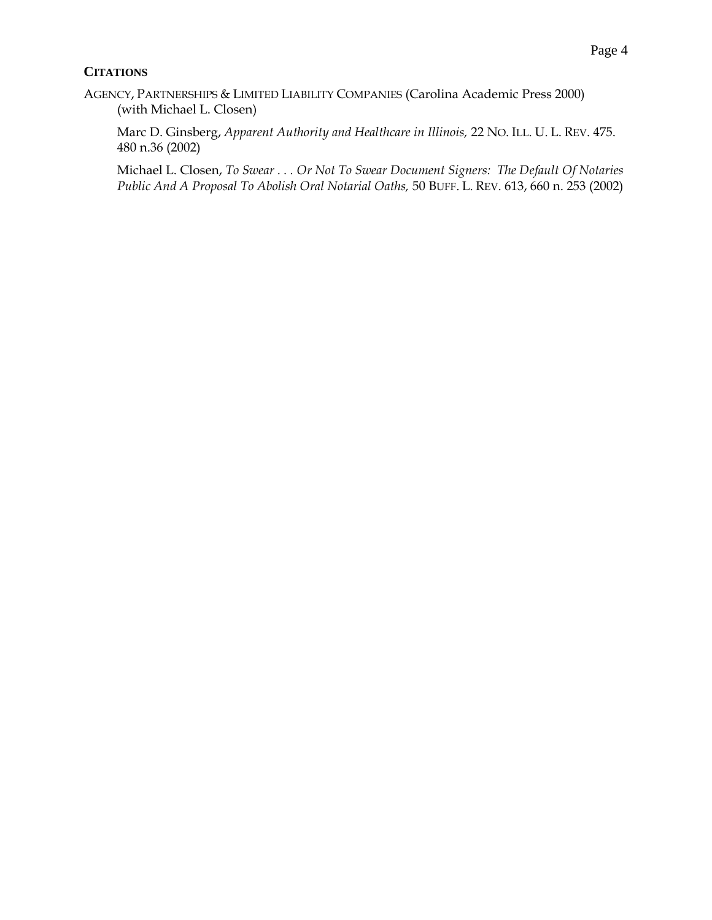**CITATIONS**

AGENCY, PARTNERSHIPS & LIMITED LIABILITY COMPANIES (Carolina Academic Press 2000) (with Michael L. Closen)

Marc D. Ginsberg, *Apparent Authority and Healthcare in Illinois,* 22 NO. ILL. U. L. REV. 475. 480 n.36 (2002)

Michael L. Closen, *To Swear . . . Or Not To Swear Document Signers: The Default Of Notaries Public And A Proposal To Abolish Oral Notarial Oaths,* 50 BUFF. L. REV. 613, 660 n. 253 (2002)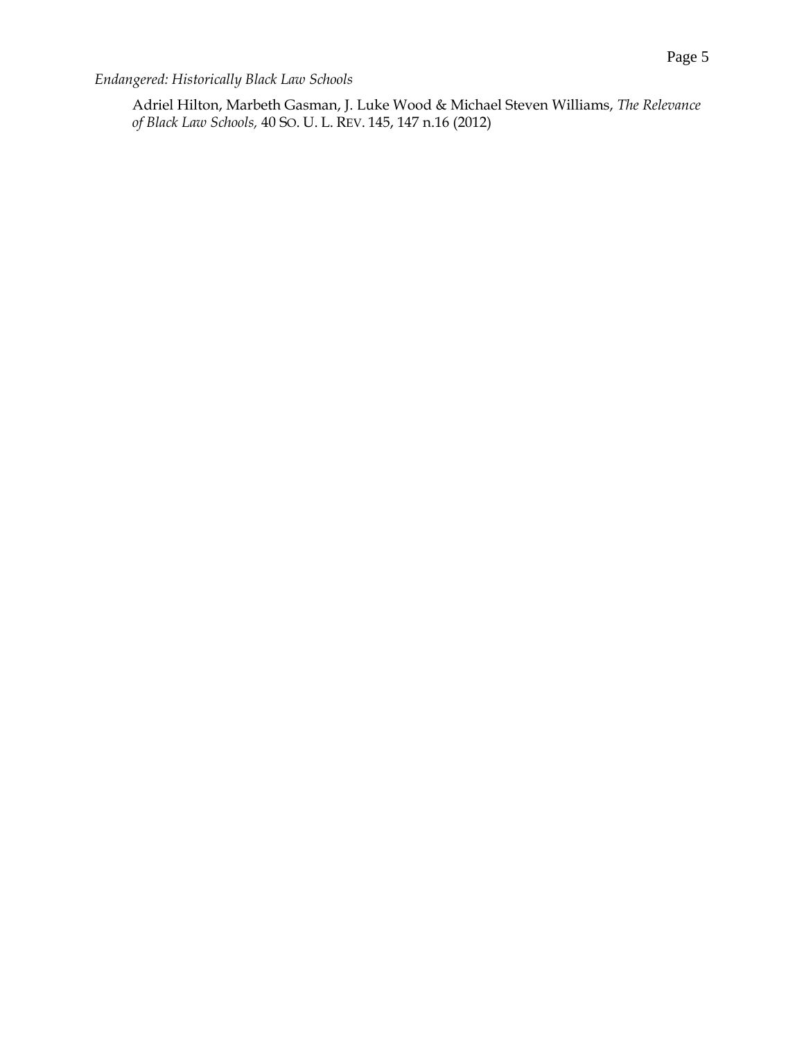*Endangered: Historically Black Law Schools*

Adriel Hilton, Marbeth Gasman, J. Luke Wood & Michael Steven Williams, *The Relevance of Black Law Schools,* 40 SO. U. L. REV. 145, 147 n.16 (2012)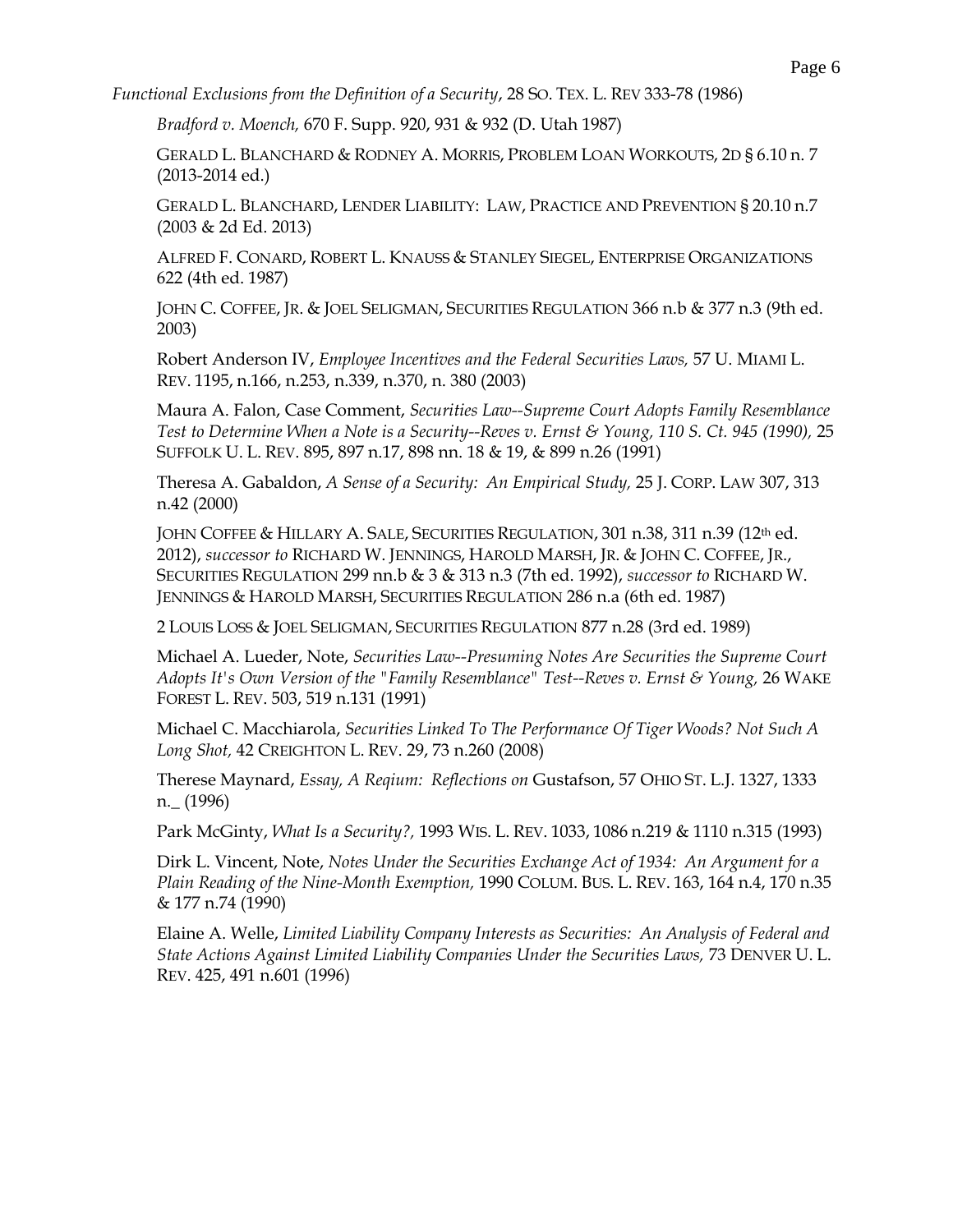*Functional Exclusions from the Definition of a Security*, 28 SO. TEX. L. REV 333-78 (1986)

*Bradford v. Moench,* 670 F. Supp. 920, 931 & 932 (D. Utah 1987)

GERALD L. BLANCHARD & RODNEY A. MORRIS, PROBLEM LOAN WORKOUTS, 2D § 6.10 n. 7 (2013-2014 ed.)

GERALD L. BLANCHARD, LENDER LIABILITY: LAW, PRACTICE AND PREVENTION § 20.10 n.7 (2003 & 2d Ed. 2013)

ALFRED F. CONARD, ROBERT L. KNAUSS & STANLEY SIEGEL, ENTERPRISE ORGANIZATIONS 622 (4th ed. 1987)

JOHN C. COFFEE, JR. & JOEL SELIGMAN, SECURITIES REGULATION 366 n.b & 377 n.3 (9th ed. 2003)

Robert Anderson IV, *Employee Incentives and the Federal Securities Laws,* 57 U. MIAMI L. REV. 1195, n.166, n.253, n.339, n.370, n. 380 (2003)

Maura A. Falon, Case Comment, *Securities Law--Supreme Court Adopts Family Resemblance Test to Determine When a Note is a Security--Reves v. Ernst & Young, 110 S. Ct. 945 (1990),* 25 SUFFOLK U. L. REV. 895, 897 n.17, 898 nn. 18 & 19, & 899 n.26 (1991)

Theresa A. Gabaldon, *A Sense of a Security: An Empirical Study,* 25 J. CORP. LAW 307, 313 n.42 (2000)

JOHN COFFEE & HILLARY A. SALE, SECURITIES REGULATION, 301 n.38, 311 n.39 (12th ed. 2012), *successor to* RICHARD W. JENNINGS, HAROLD MARSH, JR. & JOHN C. COFFEE, JR., SECURITIES REGULATION 299 nn.b & 3 & 313 n.3 (7th ed. 1992), *successor to* RICHARD W. JENNINGS & HAROLD MARSH, SECURITIES REGULATION 286 n.a (6th ed. 1987)

2 LOUIS LOSS & JOEL SELIGMAN, SECURITIES REGULATION 877 n.28 (3rd ed. 1989)

Michael A. Lueder, Note, *Securities Law--Presuming Notes Are Securities the Supreme Court Adopts It's Own Version of the "Family Resemblance" Test--Reves v. Ernst & Young,* 26 WAKE FOREST L. REV. 503, 519 n.131 (1991)

Michael C. Macchiarola, *Securities Linked To The Performance Of Tiger Woods? Not Such A Long Shot,* 42 CREIGHTON L. REV. 29, 73 n.260 (2008)

Therese Maynard, *Essay, A Reqium: Reflections on* Gustafson, 57 OHIO ST. L.J. 1327, 1333 n._ (1996)

Park McGinty, *What Is a Security?,* 1993 WIS. L. REV. 1033, 1086 n.219 & 1110 n.315 (1993)

Dirk L. Vincent, Note, *Notes Under the Securities Exchange Act of 1934: An Argument for a Plain Reading of the Nine-Month Exemption,* 1990 COLUM. BUS. L. REV. 163, 164 n.4, 170 n.35 & 177 n.74 (1990)

Elaine A. Welle, *Limited Liability Company Interests as Securities: An Analysis of Federal and State Actions Against Limited Liability Companies Under the Securities Laws,* 73 DENVER U. L. REV. 425, 491 n.601 (1996)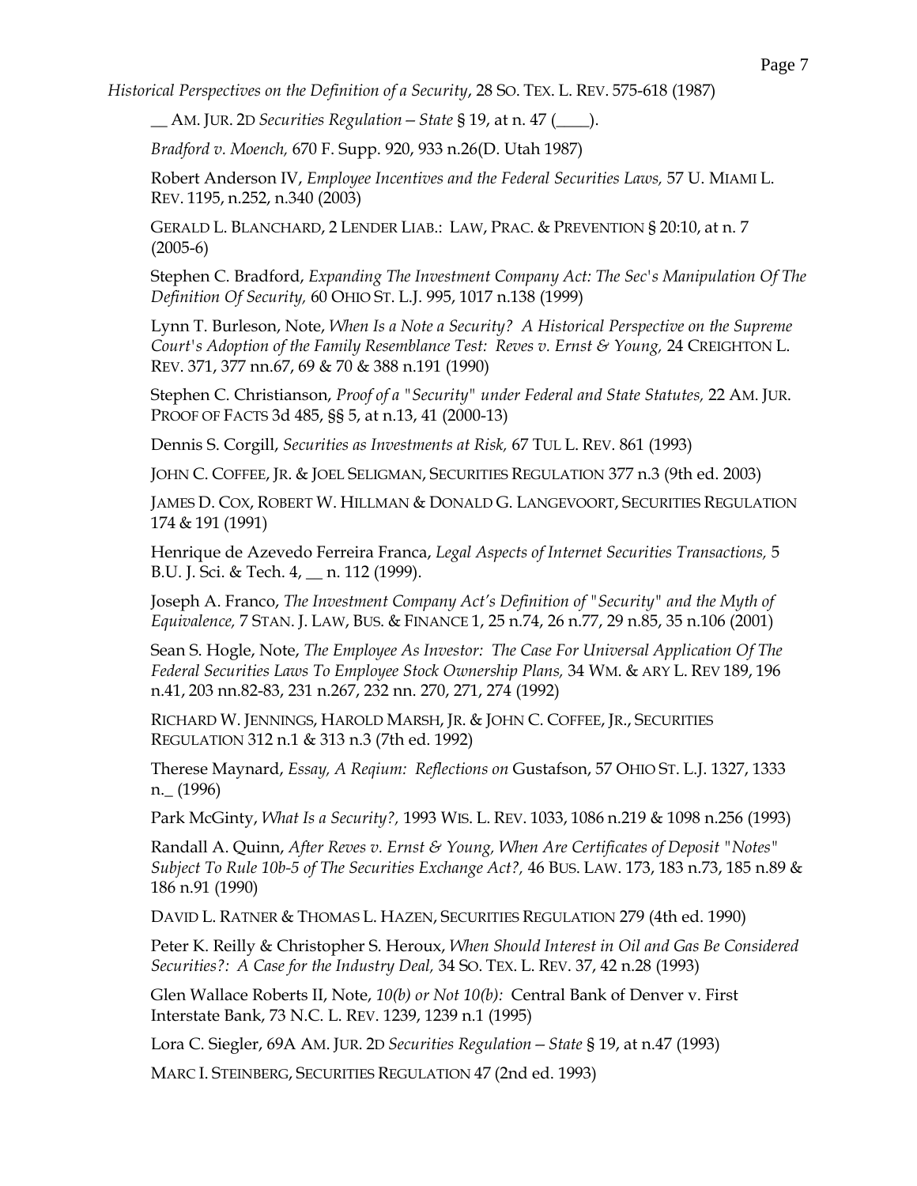*Historical Perspectives on the Definition of a Security*, 28 SO. TEX. L. REV. 575-618 (1987)

__ AM. JUR. 2D *Securities Regulation – State* § 19, at n. 47 (____).

*Bradford v. Moench,* 670 F. Supp. 920, 933 n.26(D. Utah 1987)

Robert Anderson IV, *Employee Incentives and the Federal Securities Laws,* 57 U. MIAMI L. REV. 1195, n.252, n.340 (2003)

GERALD L. BLANCHARD, 2 LENDER LIAB.: LAW, PRAC. & PREVENTION § 20:10, at n. 7 (2005-6)

Stephen C. Bradford, *Expanding The Investment Company Act: The Sec's Manipulation Of The Definition Of Security,* 60 OHIO ST. L.J. 995, 1017 n.138 (1999)

Lynn T. Burleson, Note, *When Is a Note a Security? A Historical Perspective on the Supreme Court's Adoption of the Family Resemblance Test: Reves v. Ernst & Young,* 24 CREIGHTON L. REV. 371, 377 nn.67, 69 & 70 & 388 n.191 (1990)

Stephen C. Christianson, *Proof of a "Security" under Federal and State Statutes,* 22 AM. JUR. PROOF OF FACTS 3d 485, §§ 5, at n.13, 41 (2000-13)

Dennis S. Corgill, *Securities as Investments at Risk,* 67 TUL L. REV. 861 (1993)

JOHN C. COFFEE, JR. & JOEL SELIGMAN, SECURITIES REGULATION 377 n.3 (9th ed. 2003)

JAMES D. COX, ROBERT W. HILLMAN & DONALD G. LANGEVOORT, SECURITIES REGULATION 174 & 191 (1991)

Henrique de Azevedo Ferreira Franca, *Legal Aspects of Internet Securities Transactions,* 5 B.U. J. Sci. & Tech. 4, __ n. 112 (1999).

Joseph A. Franco, *The Investment Company Act's Definition of "Security" and the Myth of Equivalence,* 7 STAN. J. LAW, BUS. & FINANCE 1, 25 n.74, 26 n.77, 29 n.85, 35 n.106 (2001)

Sean S. Hogle, Note, *The Employee As Investor: The Case For Universal Application Of The Federal Securities Laws To Employee Stock Ownership Plans,* 34 WM. & ARY L. REV 189, 196 n.41, 203 nn.82-83, 231 n.267, 232 nn. 270, 271, 274 (1992)

RICHARD W. JENNINGS, HAROLD MARSH, JR. & JOHN C. COFFEE, JR., SECURITIES REGULATION 312 n.1 & 313 n.3 (7th ed. 1992)

Therese Maynard, *Essay, A Reqium: Reflections on* Gustafson, 57 OHIO ST. L.J. 1327, 1333 n._ (1996)

Park McGinty, *What Is a Security?,* 1993 WIS. L. REV. 1033, 1086 n.219 & 1098 n.256 (1993)

Randall A. Quinn, *After Reves v. Ernst & Young, When Are Certificates of Deposit "Notes" Subject To Rule 10b-5 of The Securities Exchange Act?,* 46 BUS. LAW. 173, 183 n.73, 185 n.89 & 186 n.91 (1990)

DAVID L. RATNER & THOMAS L. HAZEN, SECURITIES REGULATION 279 (4th ed. 1990)

Peter K. Reilly & Christopher S. Heroux, *When Should Interest in Oil and Gas Be Considered Securities?: A Case for the Industry Deal,* 34 SO. TEX. L. REV. 37, 42 n.28 (1993)

Glen Wallace Roberts II, Note, *10(b) or Not 10(b):* Central Bank of Denver v. First Interstate Bank, 73 N.C. L. REV. 1239, 1239 n.1 (1995)

Lora C. Siegler, 69A AM. JUR. 2D *Securities Regulation – State* § 19, at n.47 (1993)

MARC I. STEINBERG, SECURITIES REGULATION 47 (2nd ed. 1993)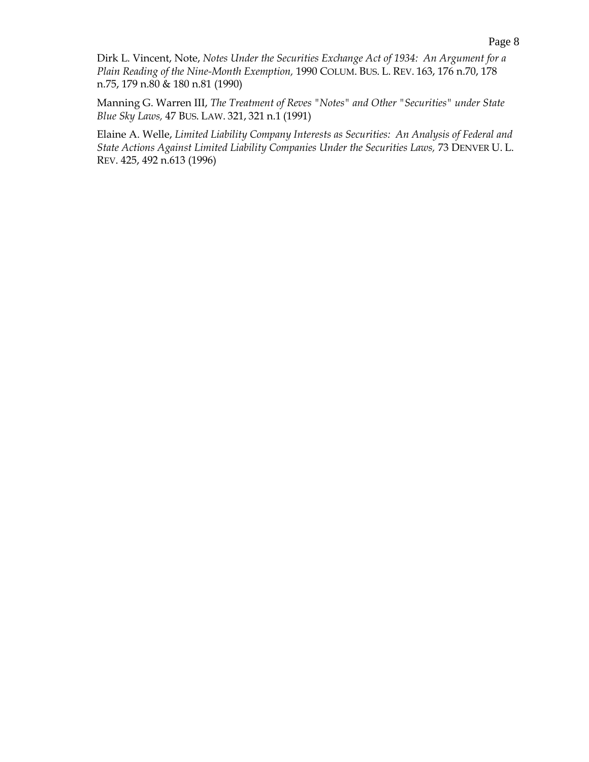Dirk L. Vincent, Note, *Notes Under the Securities Exchange Act of 1934: An Argument for a Plain Reading of the Nine-Month Exemption,* 1990 COLUM. BUS. L. REV. 163, 176 n.70, 178 n.75, 179 n.80 & 180 n.81 (1990)

Manning G. Warren III, *The Treatment of Reves "Notes" and Other "Securities" under State Blue Sky Laws,* 47 BUS. LAW. 321, 321 n.1 (1991)

Elaine A. Welle, *Limited Liability Company Interests as Securities: An Analysis of Federal and State Actions Against Limited Liability Companies Under the Securities Laws,* 73 DENVER U. L. REV. 425, 492 n.613 (1996)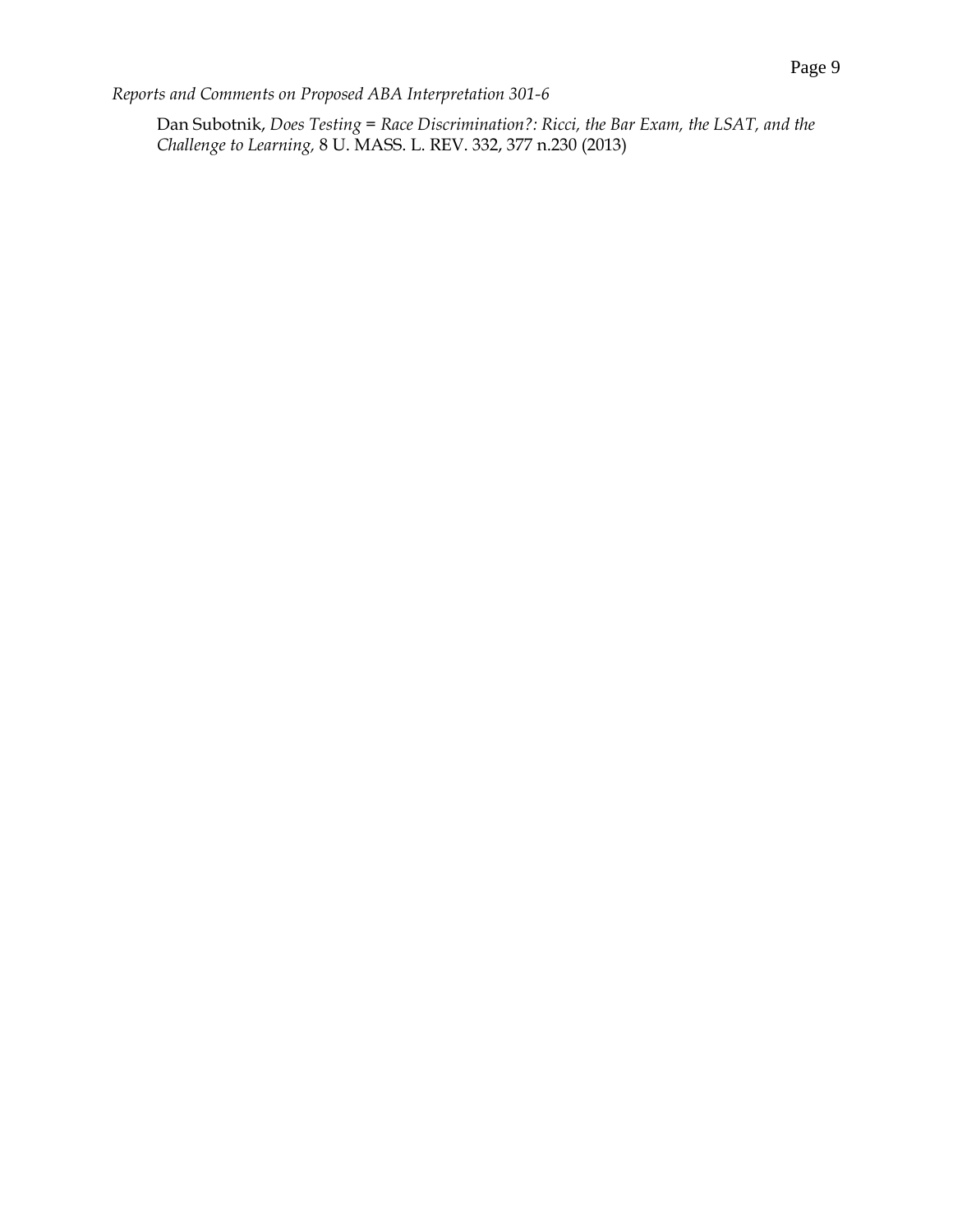Dan Subotnik, *Does Testing = Race Discrimination?: Ricci, the Bar Exam, the LSAT, and the Challenge to Learning,* 8 U. MASS. L. REV. 332, 377 n.230 (2013)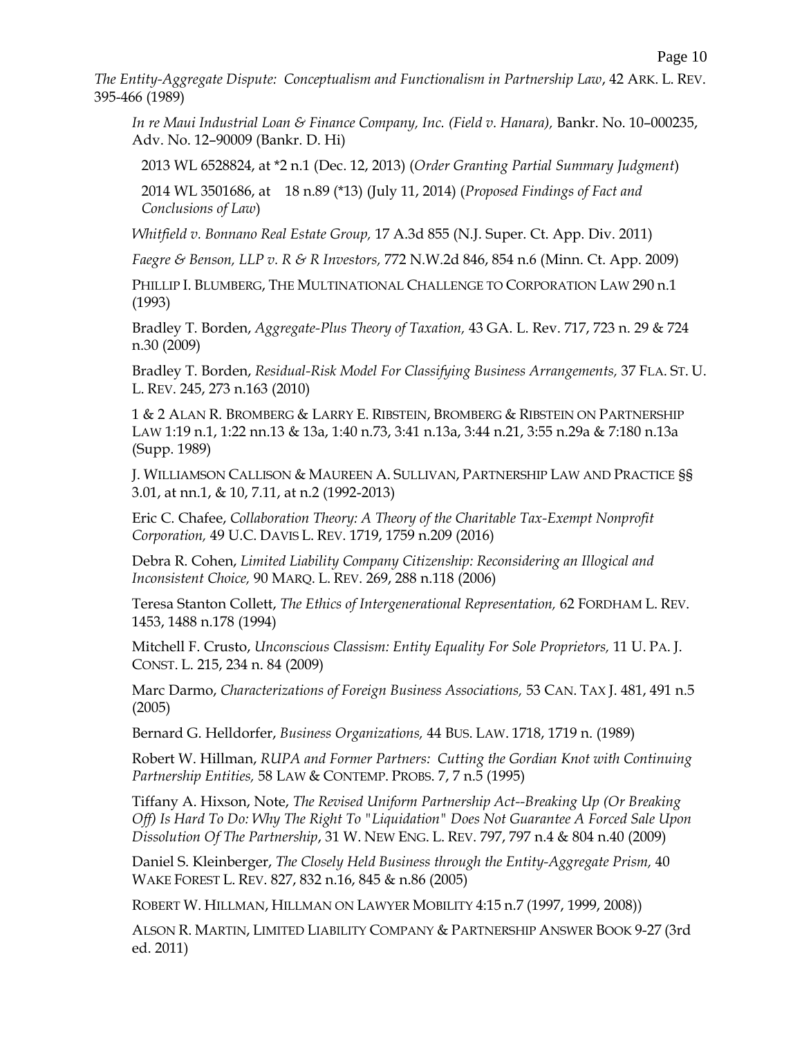*The Entity-Aggregate Dispute: Conceptualism and Functionalism in Partnership Law*, 42 ARK. L. REV. 395-466 (1989)

*In re Maui Industrial Loan & Finance Company, Inc. (Field v. Hanara),* Bankr. No. 10–000235, Adv. No. 12–90009 (Bankr. D. Hi)

2013 WL 6528824, at *2 n.1 (Dec. 12, 2013) (*Order Granting Partial Summary Judgment*)

2014 WL 3501686, at 18 n.89 (*13) (July 11, 2014) (*Proposed Findings of Fact and Conclusions of Law*)

*Whitfield v. Bonnano Real Estate Group,* 17 A.3d 855 (N.J. Super. Ct. App. Div. 2011)

*Faegre & Benson, LLP v. R & R Investors,* 772 N.W.2d 846, 854 n.6 (Minn. Ct. App. 2009)

PHILLIP I. BLUMBERG, THE MULTINATIONAL CHALLENGE TO CORPORATION LAW 290 n.1 (1993)

Bradley T. Borden, *Aggregate-Plus Theory of Taxation,* 43 GA. L. Rev. 717, 723 n. 29 & 724 n.30 (2009)

Bradley T. Borden, *Residual-Risk Model For Classifying Business Arrangements,* 37 FLA. ST. U. L. REV. 245, 273 n.163 (2010)

1 & 2 ALAN R. BROMBERG & LARRY E. RIBSTEIN, BROMBERG & RIBSTEIN ON PARTNERSHIP LAW 1:19 n.1, 1:22 nn.13 & 13a, 1:40 n.73, 3:41 n.13a, 3:44 n.21, 3:55 n.29a & 7:180 n.13a (Supp. 1989)

J. WILLIAMSON CALLISON & MAUREEN A. SULLIVAN, PARTNERSHIP LAW AND PRACTICE §§ 3.01, at nn.1, & 10, 7.11, at n.2 (1992-2013)

Eric C. Chafee, *Collaboration Theory: A Theory of the Charitable Tax-Exempt Nonprofit Corporation,* 49 U.C. DAVIS L. REV. 1719, 1759 n.209 (2016)

Debra R. Cohen, *Limited Liability Company Citizenship: Reconsidering an Illogical and Inconsistent Choice,* 90 MARQ. L. REV. 269, 288 n.118 (2006)

Teresa Stanton Collett, *The Ethics of Intergenerational Representation,* 62 FORDHAM L. REV. 1453, 1488 n.178 (1994)

Mitchell F. Crusto, *Unconscious Classism: Entity Equality For Sole Proprietors,* 11 U. PA. J. CONST. L. 215, 234 n. 84 (2009)

Marc Darmo, *Characterizations of Foreign Business Associations,* 53 CAN. TAX J. 481, 491 n.5 (2005)

Bernard G. Helldorfer, *Business Organizations,* 44 BUS. LAW. 1718, 1719 n. (1989)

Robert W. Hillman, *RUPA and Former Partners: Cutting the Gordian Knot with Continuing Partnership Entities,* 58 LAW & CONTEMP. PROBS. 7, 7 n.5 (1995)

Tiffany A. Hixson, Note, *The Revised Uniform Partnership Act--Breaking Up (Or Breaking Off) Is Hard To Do: Why The Right To "Liquidation" Does Not Guarantee A Forced Sale Upon Dissolution Of The Partnership*, 31 W. NEW ENG. L. REV. 797, 797 n.4 & 804 n.40 (2009)

Daniel S. Kleinberger, *The Closely Held Business through the Entity-Aggregate Prism,* 40 WAKE FOREST L. REV. 827, 832 n.16, 845 & n.86 (2005)

ROBERT W. HILLMAN, HILLMAN ON LAWYER MOBILITY 4:15 n.7 (1997, 1999, 2008))

ALSON R. MARTIN, LIMITED LIABILITY COMPANY & PARTNERSHIP ANSWER BOOK 9-27 (3rd ed. 2011)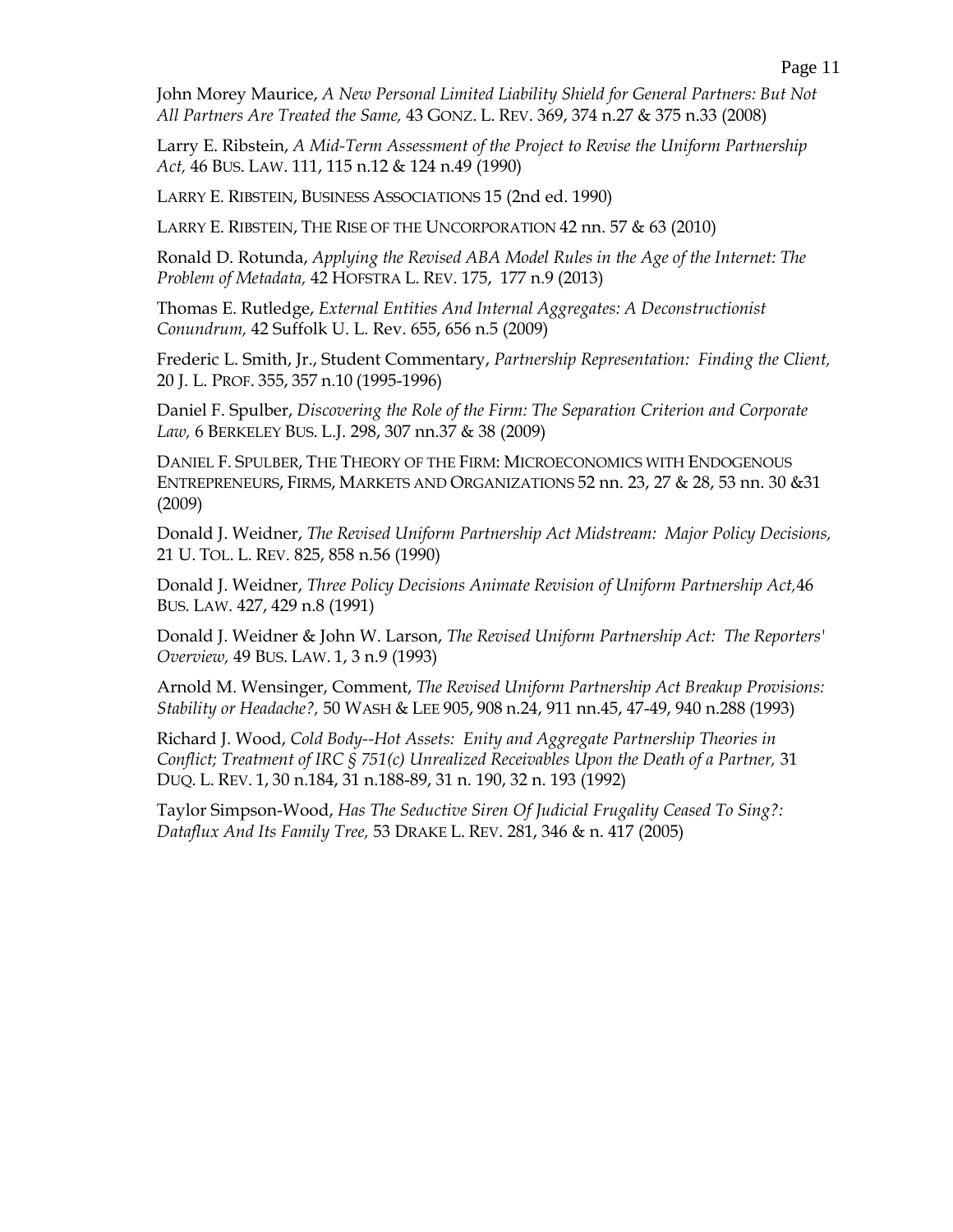John Morey Maurice, *A New Personal Limited Liability Shield for General Partners: But Not All Partners Are Treated the Same,* 43 GONZ. L. REV. 369, 374 n.27 & 375 n.33 (2008)

Larry E. Ribstein, *A Mid-Term Assessment of the Project to Revise the Uniform Partnership Act,* 46 BUS. LAW. 111, 115 n.12 & 124 n.49 (1990)

LARRY E. RIBSTEIN, BUSINESS ASSOCIATIONS 15 (2nd ed. 1990)

LARRY E. RIBSTEIN, THE RISE OF THE UNCORPORATION 42 nn. 57 & 63 (2010)

Ronald D. Rotunda, *Applying the Revised ABA Model Rules in the Age of the Internet: The Problem of Metadata,* 42 HOFSTRA L. REV. 175, 177 n.9 (2013)

Thomas E. Rutledge, *External Entities And Internal Aggregates: A Deconstructionist Conundrum,* 42 Suffolk U. L. Rev. 655, 656 n.5 (2009)

Frederic L. Smith, Jr., Student Commentary, *Partnership Representation: Finding the Client,* 20 J. L. PROF. 355, 357 n.10 (1995-1996)

Daniel F. Spulber, *Discovering the Role of the Firm: The Separation Criterion and Corporate Law,* 6 BERKELEY BUS. L.J. 298, 307 nn.37 & 38 (2009)

DANIEL F. SPULBER, THE THEORY OF THE FIRM: MICROECONOMICS WITH ENDOGENOUS ENTREPRENEURS, FIRMS, MARKETS AND ORGANIZATIONS 52 nn. 23, 27 & 28, 53 nn. 30 &31 (2009)

Donald J. Weidner, *The Revised Uniform Partnership Act Midstream: Major Policy Decisions,* 21 U. TOL. L. REV. 825, 858 n.56 (1990)

Donald J. Weidner, *Three Policy Decisions Animate Revision of Uniform Partnership Act,*46 BUS. LAW. 427, 429 n.8 (1991)

Donald J. Weidner & John W. Larson, *The Revised Uniform Partnership Act: The Reporters' Overview,* 49 BUS. LAW. 1, 3 n.9 (1993)

Arnold M. Wensinger, Comment, *The Revised Uniform Partnership Act Breakup Provisions: Stability or Headache?,* 50 WASH & LEE 905, 908 n.24, 911 nn.45, 47-49, 940 n.288 (1993)

Richard J. Wood, *Cold Body--Hot Assets: Enity and Aggregate Partnership Theories in Conflict; Treatment of IRC § 751(c) Unrealized Receivables Upon the Death of a Partner,* 31 DUQ. L. REV. 1, 30 n.184, 31 n.188-89, 31 n. 190, 32 n. 193 (1992)

Taylor Simpson-Wood, *Has The Seductive Siren Of Judicial Frugality Ceased To Sing?: Dataflux And Its Family Tree,* 53 DRAKE L. REV. 281, 346 & n. 417 (2005)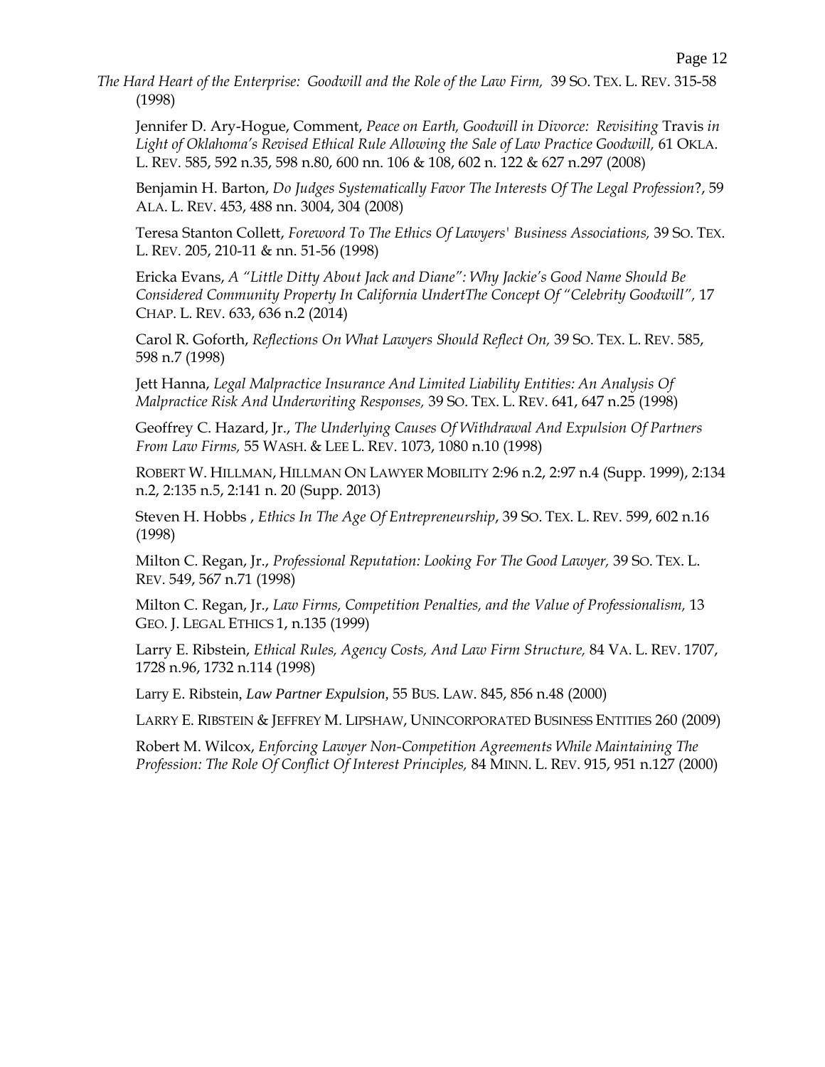*The Hard Heart of the Enterprise: Goodwill and the Role of the Law Firm,* 39 SO. TEX. L. REV. 315-58 (1998)

Jennifer D. Ary-Hogue, Comment, *Peace on Earth, Goodwill in Divorce: Revisiting* Travis *in Light of Oklahoma's Revised Ethical Rule Allowing the Sale of Law Practice Goodwill,* 61 OKLA. L. REV. 585, 592 n.35, 598 n.80, 600 nn. 106 & 108, 602 n. 122 & 627 n.297 (2008)

Benjamin H. Barton, *Do Judges Systematically Favor The Interests Of The Legal Profession*?, 59 ALA. L. REV. 453, 488 nn. 3004, 304 (2008)

Teresa Stanton Collett, *Foreword To The Ethics Of Lawyers' Business Associations,* 39 SO. TEX. L. REV. 205, 210-11 & nn. 51-56 (1998)

Ericka Evans, *A "Little Ditty About Jack and Diane": Why Jackie's Good Name Should Be Considered Community Property In California UndertThe Concept Of "Celebrity Goodwill",* 17 CHAP. L. REV. 633, 636 n.2 (2014)

Carol R. Goforth, *Reflections On What Lawyers Should Reflect On,* 39 SO. TEX. L. REV. 585, 598 n.7 (1998)

Jett Hanna, *Legal Malpractice Insurance And Limited Liability Entities: An Analysis Of Malpractice Risk And Underwriting Responses,* 39 SO. TEX. L. REV. 641, 647 n.25 (1998)

Geoffrey C. Hazard, Jr., *The Underlying Causes Of Withdrawal And Expulsion Of Partners From Law Firms,* 55 WASH. & LEE L. REV. 1073, 1080 n.10 (1998)

ROBERT W. HILLMAN, HILLMAN ON LAWYER MOBILITY 2:96 n.2, 2:97 n.4 (Supp. 1999), 2:134 n.2, 2:135 n.5, 2:141 n. 20 (Supp. 2013)

Steven H. Hobbs , *Ethics In The Age Of Entrepreneurship*, 39 SO. TEX. L. REV. 599, 602 n.16 (1998)

Milton C. Regan, Jr., *Professional Reputation: Looking For The Good Lawyer,* 39 SO. TEX. L. REV. 549, 567 n.71 (1998)

Milton C. Regan, Jr., *Law Firms, Competition Penalties, and the Value of Professionalism,* 13 GEO. J. LEGAL ETHICS 1, n.135 (1999)

Larry E. Ribstein, *Ethical Rules, Agency Costs, And Law Firm Structure,* 84 VA. L. REV. 1707, 1728 n.96, 1732 n.114 (1998)

Larry E. Ribstein, *Law Partner Expulsion*, 55 BUS. LAW. 845, 856 n.48 (2000)

LARRY E. RIBSTEIN & JEFFREY M. LIPSHAW, UNINCORPORATED BUSINESS ENTITIES 260 (2009)

Robert M. Wilcox, *Enforcing Lawyer Non-Competition Agreements While Maintaining The Profession: The Role Of Conflict Of Interest Principles,* 84 MINN. L. REV. 915, 951 n.127 (2000)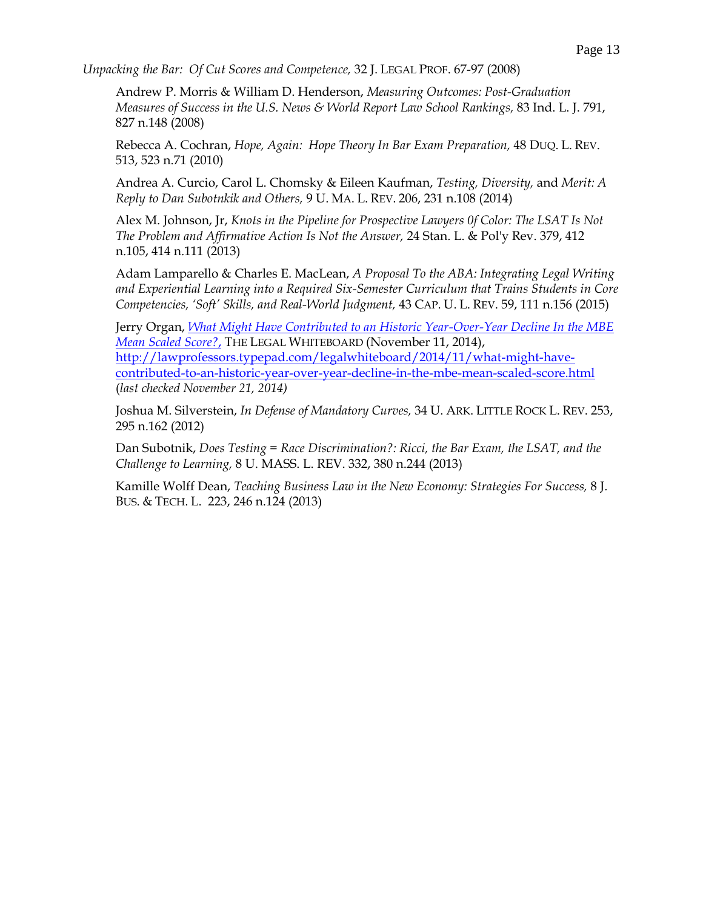*Unpacking the Bar: Of Cut Scores and Competence,* 32 J. LEGAL PROF. 67-97 (2008)

Andrew P. Morris & William D. Henderson, *Measuring Outcomes: Post-Graduation Measures of Success in the U.S. News & World Report Law School Rankings,* 83 Ind. L. J. 791, 827 n.148 (2008)

Rebecca A. Cochran, *Hope, Again: Hope Theory In Bar Exam Preparation,* 48 DUQ. L. REV. 513, 523 n.71 (2010)

Andrea A. Curcio, Carol L. Chomsky & Eileen Kaufman, *Testing, Diversity,* and *Merit: A Reply to Dan Subotnkik and Others,* 9 U. MA. L. REV. 206, 231 n.108 (2014)

Alex M. Johnson, Jr, *Knots in the Pipeline for Prospective Lawyers 0f Color: The LSAT Is Not The Problem and Affirmative Action Is Not the Answer,* 24 Stan. L. & Pol'y Rev. 379, 412 n.105, 414 n.111 (2013)

Adam Lamparello & Charles E. MacLean, *A Proposal To the ABA: Integrating Legal Writing and Experiential Learning into a Required Six-Semester Curriculum that Trains Students in Core Competencies, 'Soft' Skills, and Real-World Judgment,* 43 CAP. U. L. REV. 59, 111 n.156 (2015)

Jerry Organ, *What Might Have Contributed to an Historic Year-Over-Year Decline In the MBE Mean Scaled Score?,* THE LEGAL WHITEBOARD (November 11, 2014), http://lawprofessors.typepad.com/legalwhiteboard/2014/11/what-might-have-contributed-to-an-historic-year-over-year-decline-in-the-mbe-mean-scaled-score.html (*last checked November 21, 2014)*

Joshua M. Silverstein, *In Defense of Mandatory Curves,* 34 U. ARK. LITTLE ROCK L. REV. 253, 295 n.162 (2012)

Dan Subotnik, *Does Testing = Race Discrimination?: Ricci, the Bar Exam, the LSAT, and the Challenge to Learning,* 8 U. MASS. L. REV. 332, 380 n.244 (2013)

Kamille Wolff Dean, *Teaching Business Law in the New Economy: Strategies For Success,* 8 J. BUS. & TECH. L. 223, 246 n.124 (2013)